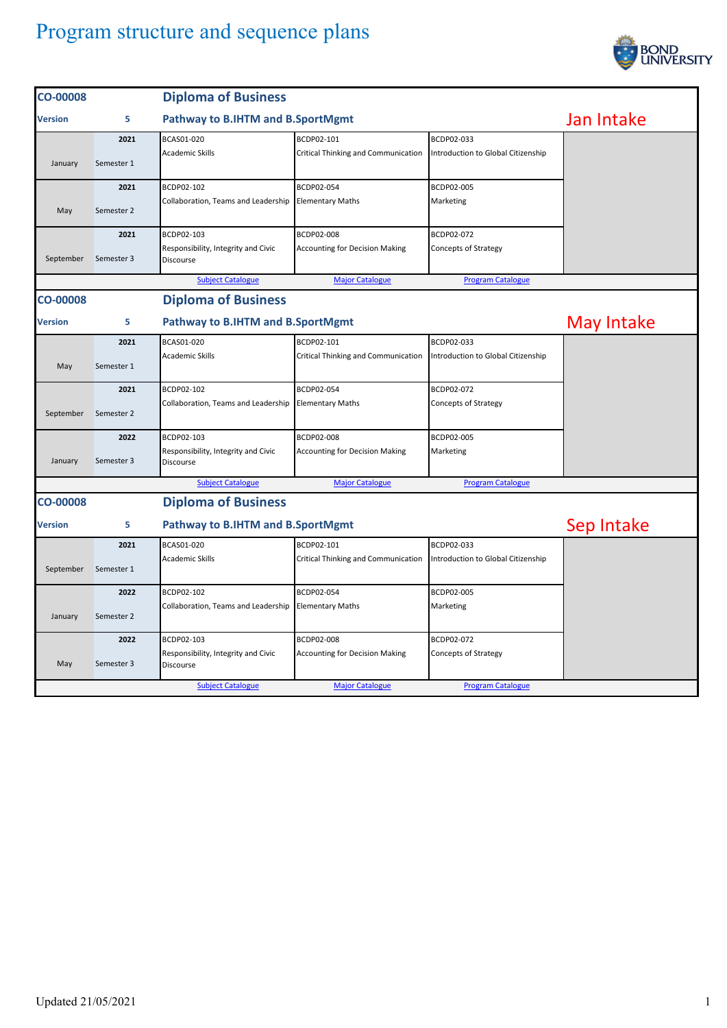# Program structure and sequence plans

BOND UNIVERSITY

| CO-00008 | | Diploma of Business | | | |
|---|---|---|---|---|---|
| **Version** | **5** | **Pathway to B.IHTM and B.SportMgmt** | | | **Jan Intake** |
| January | 2021<br>Semester 1 | BCAS01-020<br>Academic Skills | BCDP02-101<br>Critical Thinking and Communication | BCDP02-033<br>Introduction to Global Citizenship | |
| May | 2021<br>Semester 2 | BCDP02-102<br>Collaboration, Teams and Leadership | BCDP02-054<br>Elementary Maths | BCDP02-005<br>Marketing | |
| September | 2021<br>Semester 3 | BCDP02-103<br>Responsibility, Integrity and Civic Discourse | BCDP02-008<br>Accounting for Decision Making | BCDP02-072<br>Concepts of Strategy | |
| | | Subject Catalogue | Major Catalogue | Program Catalogue | |

| CO-00008 | | Diploma of Business | | | |
|---|---|---|---|---|---|
| **Version** | **5** | **Pathway to B.IHTM and B.SportMgmt** | | | **May Intake** |
| May | 2021<br>Semester 1 | BCAS01-020<br>Academic Skills | BCDP02-101<br>Critical Thinking and Communication | BCDP02-033<br>Introduction to Global Citizenship | |
| September | 2021<br>Semester 2 | BCDP02-102<br>Collaboration, Teams and Leadership | BCDP02-054<br>Elementary Maths | BCDP02-072<br>Concepts of Strategy | |
| January | 2022<br>Semester 3 | BCDP02-103<br>Responsibility, Integrity and Civic Discourse | BCDP02-008<br>Accounting for Decision Making | BCDP02-005<br>Marketing | |
| | | Subject Catalogue | Major Catalogue | Program Catalogue | |

| CO-00008 | | Diploma of Business | | | |
|---|---|---|---|---|---|
| **Version** | **5** | **Pathway to B.IHTM and B.SportMgmt** | | | **Sep Intake** |
| September | 2021<br>Semester 1 | BCAS01-020<br>Academic Skills | BCDP02-101<br>Critical Thinking and Communication | BCDP02-033<br>Introduction to Global Citizenship | |
| January | 2022<br>Semester 2 | BCDP02-102<br>Collaboration, Teams and Leadership | BCDP02-054<br>Elementary Maths | BCDP02-005<br>Marketing | |
| May | 2022<br>Semester 3 | BCDP02-103<br>Responsibility, Integrity and Civic Discourse | BCDP02-008<br>Accounting for Decision Making | BCDP02-072<br>Concepts of Strategy | |
| | | Subject Catalogue | Major Catalogue | Program Catalogue | |

Updated 21/05/2021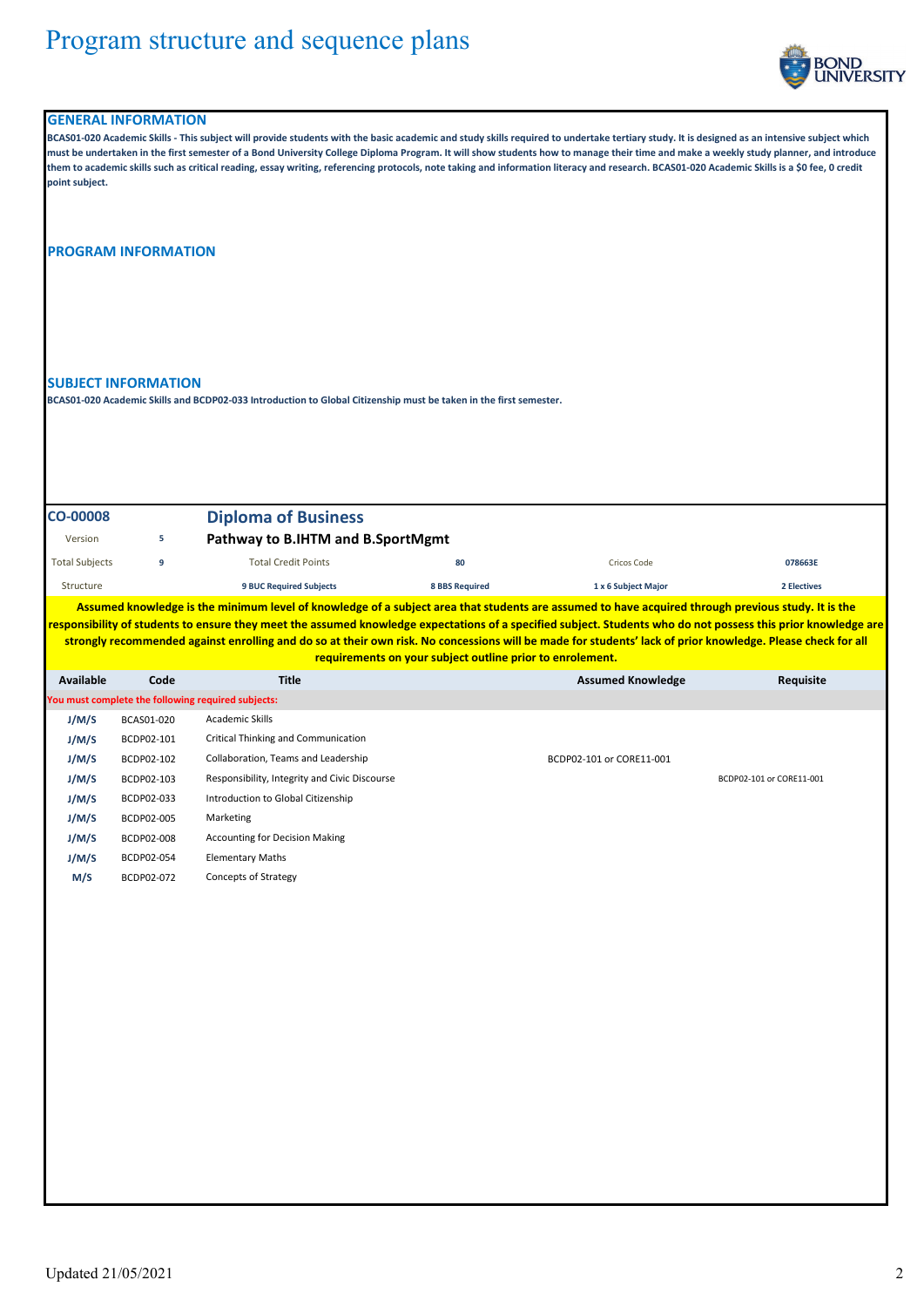# Program structure and sequence plans

## GENERAL INFORMATION

**BCAS01-020 Academic Skills - This subject will provide students with the basic academic and study skills required to undertake tertiary study. It is designed as an intensive subject which must be undertaken in the first semester of a Bond University College Diploma Program. It will show students how to manage their time and make a weekly study planner, and introduce them to academic skills such as critical reading, essay writing, referencing protocols, note taking and information literacy and research. BCAS01-020 Academic Skills is a $0 fee, 0 credit point subject.**

## PROGRAM INFORMATION

## SUBJECT INFORMATION

**BCAS01-020 Academic Skills and BCDP02-033 Introduction to Global Citizenship must be taken in the first semester.**

## CO-00008 Diploma of Business

**Pathway to B.IHTM and B.SportMgmt**

| | | | | | |
|---|---|---|---|---|---|
| Version | 5 | | | | |
| Total Subjects | 9 | Total Credit Points | 80 | Cricos Code | 078663E |
| Structure | | 9 BUC Required Subjects | 8 BBS Required | 1 x 6 Subject Major | 2 Electives |

**Assumed knowledge is the minimum level of knowledge of a subject area that students are assumed to have acquired through previous study. It is the responsibility of students to ensure they meet the assumed knowledge expectations of a specified subject. Students who do not possess this prior knowledge are strongly recommended against enrolling and do so at their own risk. No concessions will be made for students' lack of prior knowledge. Please check for all requirements on your subject outline prior to enrolement.**

| Available | Code | Title | Assumed Knowledge | Requisite |
|---|---|---|---|---|
| You must complete the following required subjects: | | | | |
| J/M/S | BCAS01-020 | Academic Skills | | |
| J/M/S | BCDP02-101 | Critical Thinking and Communication | | |
| J/M/S | BCDP02-102 | Collaboration, Teams and Leadership | BCDP02-101 or CORE11-001 | |
| J/M/S | BCDP02-103 | Responsibility, Integrity and Civic Discourse | | BCDP02-101 or CORE11-001 |
| J/M/S | BCDP02-033 | Introduction to Global Citizenship | | |
| J/M/S | BCDP02-005 | Marketing | | |
| J/M/S | BCDP02-008 | Accounting for Decision Making | | |
| J/M/S | BCDP02-054 | Elementary Maths | | |
| M/S | BCDP02-072 | Concepts of Strategy | | |

Updated 21/05/2021